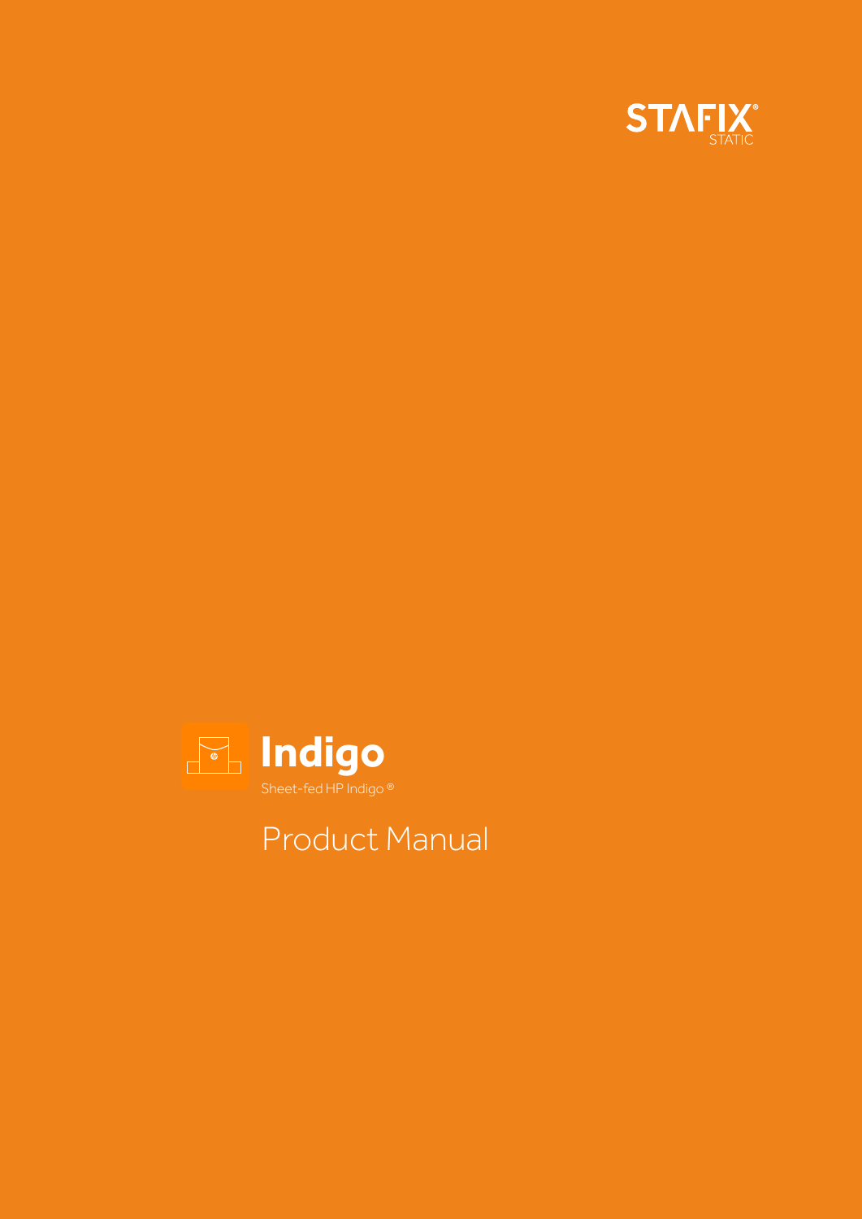STAFIX®
STATIC

# Indigo

Sheet-fed HP Indigo ®

## Product Manual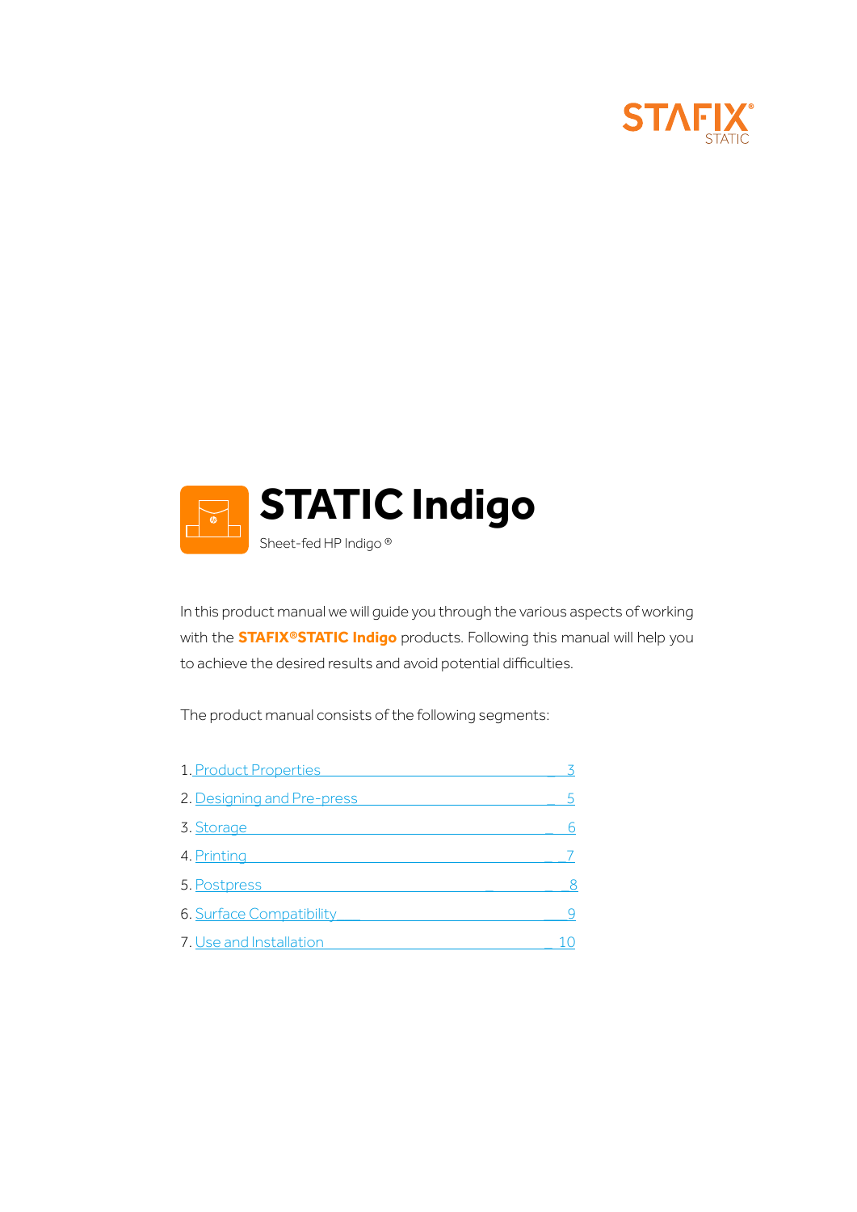STAFIX®
STATIC

# STATIC Indigo

Sheet-fed HP Indigo ®

In this product manual we will guide you through the various aspects of working with the **STAFIX®STATIC Indigo** products. Following this manual will help you to achieve the desired results and avoid potential difficulties.

The product manual consists of the following segments:

1. Product Properties — 3
2. Designing and Pre-press — 5
3. Storage — 6
4. Printing — 7
5. Postpress — 8
6. Surface Compatibility — 9
7. Use and Installation — 10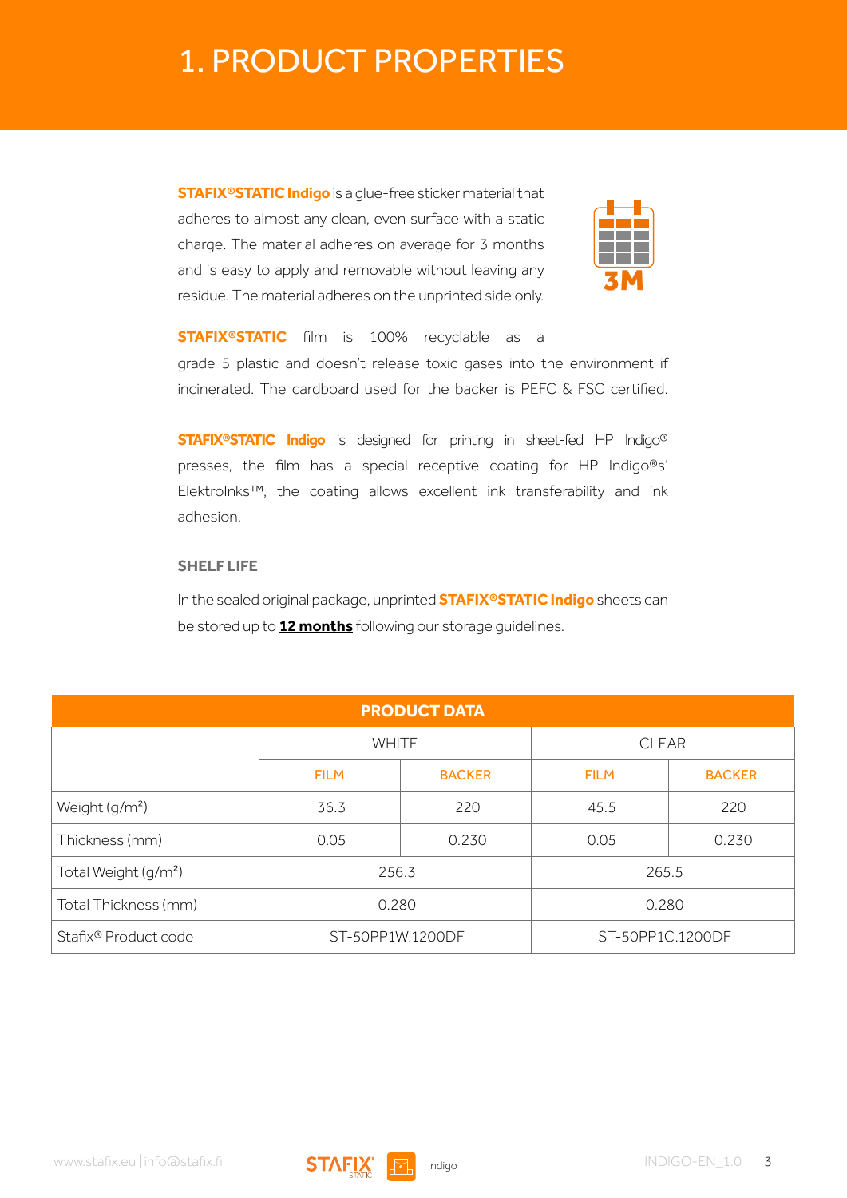# 1. PRODUCT PROPERTIES

**STAFIX®STATIC Indigo** is a glue-free sticker material that adheres to almost any clean, even surface with a static charge. The material adheres on average for 3 months and is easy to apply and removable without leaving any residue. The material adheres on the unprinted side only.

3M

**STAFIX®STATIC** film is 100% recyclable as a grade 5 plastic and doesn't release toxic gases into the environment if incinerated. The cardboard used for the backer is PEFC & FSC certified.

**STAFIX®STATIC Indigo** is designed for printing in sheet-fed HP Indigo® presses, the film has a special receptive coating for HP Indigo®s' ElektroInks™, the coating allows excellent ink transferability and ink adhesion.

### SHELF LIFE

In the sealed original package, unprinted **STAFIX®STATIC Indigo** sheets can be stored up to **12 months** following our storage guidelines.

| PRODUCT DATA | | | | |
|---|---|---|---|---|
| | WHITE | | CLEAR | |
| | FILM | BACKER | FILM | BACKER |
| Weight (g/m²) | 36.3 | 220 | 45.5 | 220 |
| Thickness (mm) | 0.05 | 0.230 | 0.05 | 0.230 |
| Total Weight (g/m²) | 256.3 | | 265.5 | |
| Total Thickness (mm) | 0.280 | | 0.280 | |
| Stafix® Product code | ST-50PP1W.1200DF | | ST-50PP1C.1200DF | |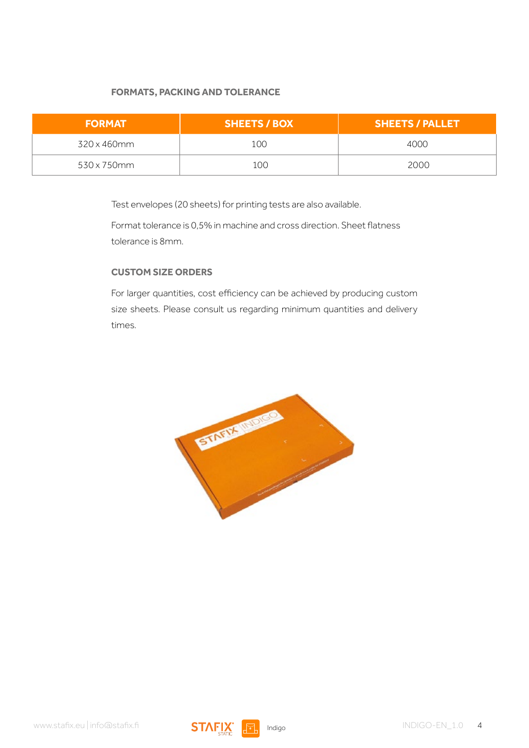## FORMATS, PACKING AND TOLERANCE

| FORMAT | SHEETS / BOX | SHEETS / PALLET |
| --- | --- | --- |
| 320 x 460mm | 100 | 4000 |
| 530 x 750mm | 100 | 2000 |

Test envelopes (20 sheets) for printing tests are also available.

Format tolerance is 0,5% in machine and cross direction. Sheet flatness tolerance is 8mm.

## CUSTOM SIZE ORDERS

For larger quantities, cost efficiency can be achieved by producing custom size sheets. Please consult us regarding minimum quantities and delivery times.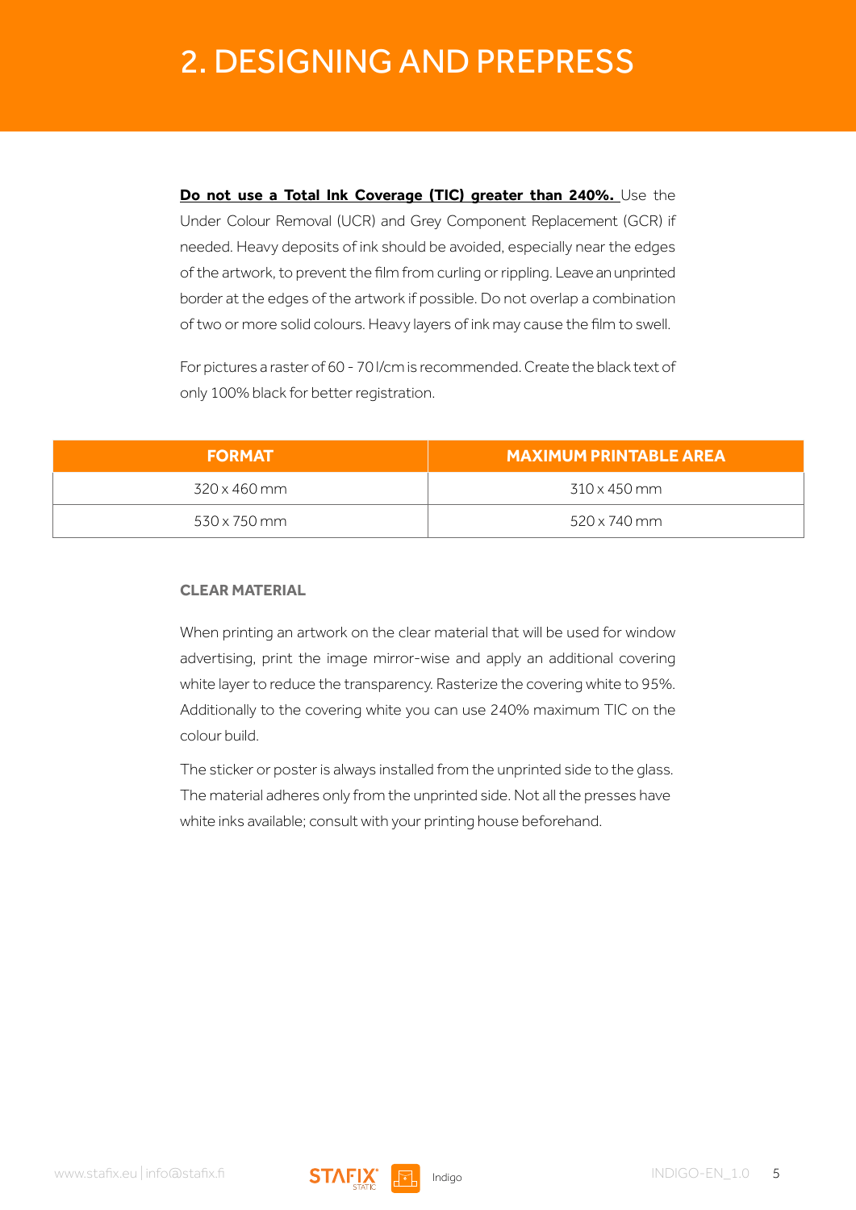# 2. DESIGNING AND PREPRESS

**Do not use a Total Ink Coverage (TIC) greater than 240%.** Use the Under Colour Removal (UCR) and Grey Component Replacement (GCR) if needed. Heavy deposits of ink should be avoided, especially near the edges of the artwork, to prevent the film from curling or rippling. Leave an unprinted border at the edges of the artwork if possible. Do not overlap a combination of two or more solid colours. Heavy layers of ink may cause the film to swell.

For pictures a raster of 60 - 70 l/cm is recommended. Create the black text of only 100% black for better registration.

| FORMAT | MAXIMUM PRINTABLE AREA |
|---|---|
| 320 x 460 mm | 310 x 450 mm |
| 530 x 750 mm | 520 x 740 mm |

### CLEAR MATERIAL

When printing an artwork on the clear material that will be used for window advertising, print the image mirror-wise and apply an additional covering white layer to reduce the transparency. Rasterize the covering white to 95%. Additionally to the covering white you can use 240% maximum TIC on the colour build.

The sticker or poster is always installed from the unprinted side to the glass. The material adheres only from the unprinted side. Not all the presses have white inks available; consult with your printing house beforehand.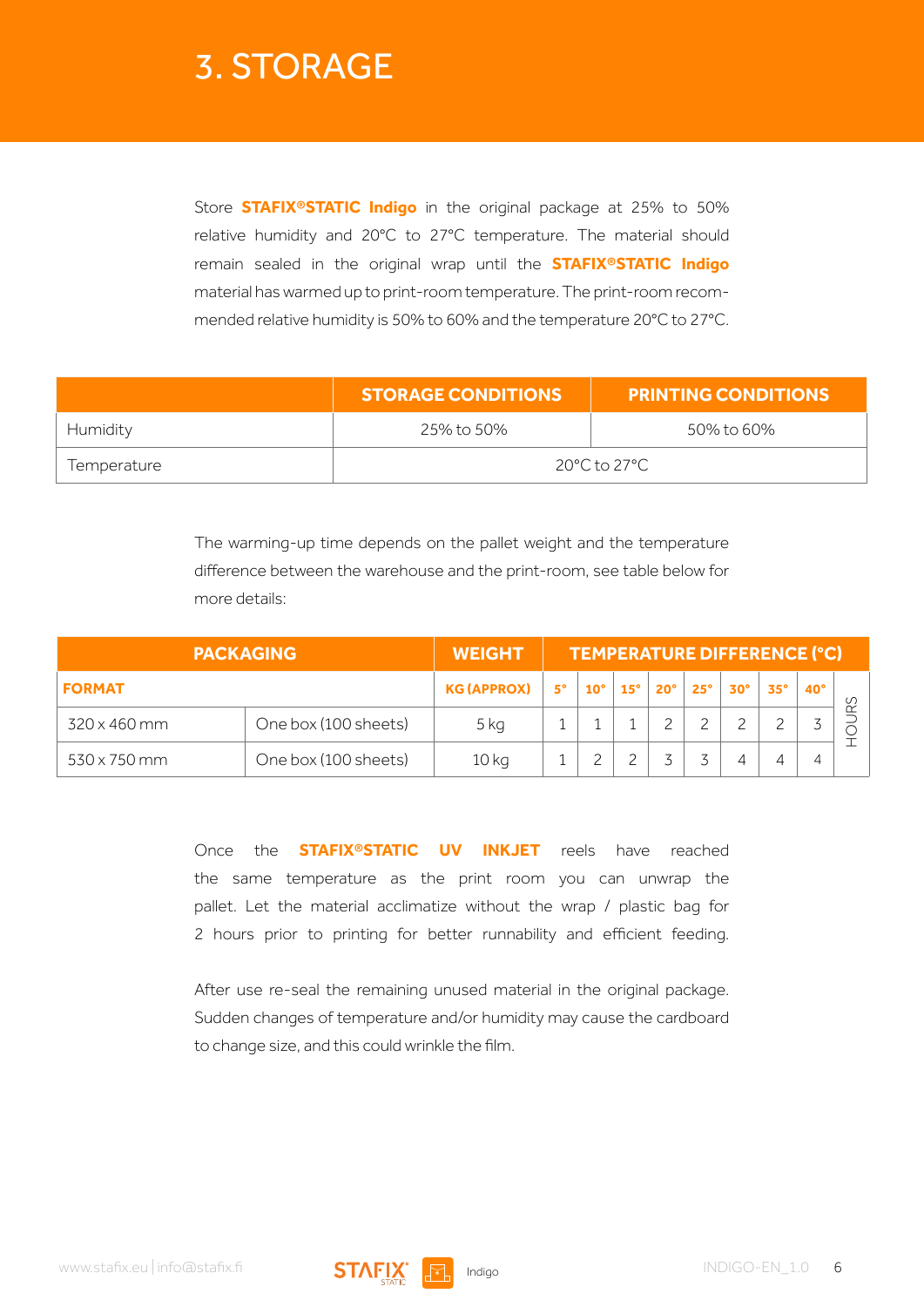# 3. STORAGE

Store **STAFIX®STATIC Indigo** in the original package at 25% to 50% relative humidity and 20°C to 27°C temperature. The material should remain sealed in the original wrap until the **STAFIX®STATIC Indigo** material has warmed up to print-room temperature. The print-room recommended relative humidity is 50% to 60% and the temperature 20°C to 27°C.

| | STORAGE CONDITIONS | PRINTING CONDITIONS |
|---|---|---|
| Humidity | 25% to 50% | 50% to 60% |
| Temperature | 20°C to 27°C | |

The warming-up time depends on the pallet weight and the temperature difference between the warehouse and the print-room, see table below for more details:

| PACKAGING | | WEIGHT | TEMPERATURE DIFFERENCE (°C) | | | | | | | | |
|---|---|---|---|---|---|---|---|---|---|---|---|
| FORMAT | | KG (APPROX) | 5° | 10° | 15° | 20° | 25° | 30° | 35° | 40° | |
| 320 x 460 mm | One box (100 sheets) | 5 kg | 1 | 1 | 1 | 2 | 2 | 2 | 2 | 3 | HOURS |
| 530 x 750 mm | One box (100 sheets) | 10 kg | 1 | 2 | 2 | 3 | 3 | 4 | 4 | 4 | |

Once the **STAFIX®STATIC UV INKJET** reels have reached the same temperature as the print room you can unwrap the pallet. Let the material acclimatize without the wrap / plastic bag for 2 hours prior to printing for better runnability and efficient feeding.

After use re-seal the remaining unused material in the original package. Sudden changes of temperature and/or humidity may cause the cardboard to change size, and this could wrinkle the film.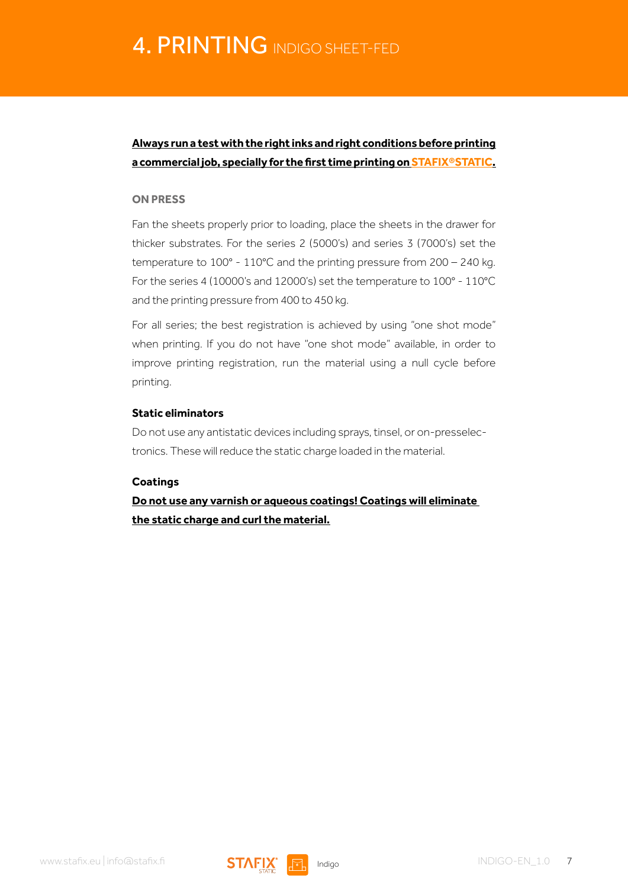# 4. PRINTING INDIGO SHEET-FED

**Always run a test with the right inks and right conditions before printing a commercial job, specially for the first time printing on STAFIX®STATIC.**

## ON PRESS

Fan the sheets properly prior to loading, place the sheets in the drawer for thicker substrates. For the series 2 (5000's) and series 3 (7000's) set the temperature to 100° - 110°C and the printing pressure from 200 – 240 kg. For the series 4 (10000's and 12000's) set the temperature to 100° - 110°C and the printing pressure from 400 to 450 kg.

For all series; the best registration is achieved by using "one shot mode" when printing. If you do not have "one shot mode" available, in order to improve printing registration, run the material using a null cycle before printing.

### Static eliminators

Do not use any antistatic devices including sprays, tinsel, or on-presselec-tronics. These will reduce the static charge loaded in the material.

### Coatings

**Do not use any varnish or aqueous coatings! Coatings will eliminate the static charge and curl the material.**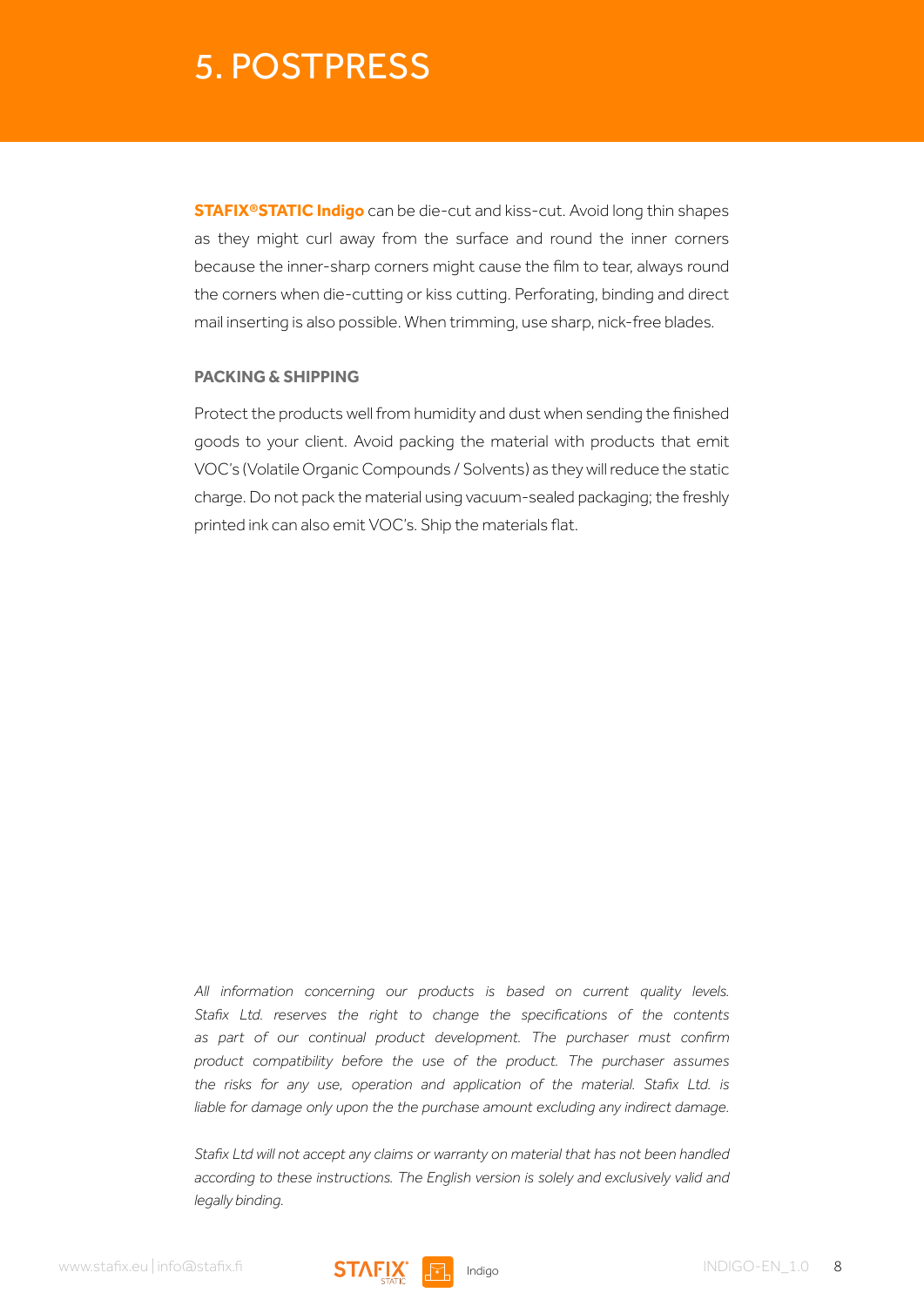# 5. POSTPRESS

**STAFIX®STATIC Indigo** can be die-cut and kiss-cut. Avoid long thin shapes as they might curl away from the surface and round the inner corners because the inner-sharp corners might cause the film to tear, always round the corners when die-cutting or kiss cutting. Perforating, binding and direct mail inserting is also possible. When trimming, use sharp, nick-free blades.

## PACKING & SHIPPING

Protect the products well from humidity and dust when sending the finished goods to your client. Avoid packing the material with products that emit VOC's (Volatile Organic Compounds / Solvents) as they will reduce the static charge. Do not pack the material using vacuum-sealed packaging; the freshly printed ink can also emit VOC's. Ship the materials flat.

*All information concerning our products is based on current quality levels. Stafix Ltd. reserves the right to change the specifications of the contents as part of our continual product development. The purchaser must confirm product compatibility before the use of the product. The purchaser assumes the risks for any use, operation and application of the material. Stafix Ltd. is liable for damage only upon the the purchase amount excluding any indirect damage.*

*Stafix Ltd will not accept any claims or warranty on material that has not been handled according to these instructions. The English version is solely and exclusively valid and legally binding.*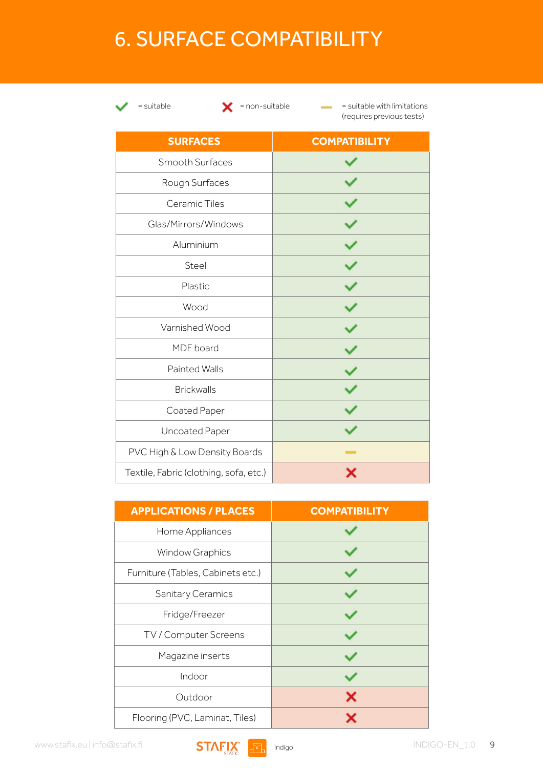# 6. SURFACE COMPATIBILITY

✓ = suitable ✗ = non-suitable — = suitable with limitations (requires previous tests)

| SURFACES | COMPATIBILITY |
|---|---|
| Smooth Surfaces | ✓ |
| Rough Surfaces | ✓ |
| Ceramic Tiles | ✓ |
| Glas/Mirrors/Windows | ✓ |
| Aluminium | ✓ |
| Steel | ✓ |
| Plastic | ✓ |
| Wood | ✓ |
| Varnished Wood | ✓ |
| MDF board | ✓ |
| Painted Walls | ✓ |
| Brickwalls | ✓ |
| Coated Paper | ✓ |
| Uncoated Paper | ✓ |
| PVC High & Low Density Boards | — |
| Textile, Fabric (clothing, sofa, etc.) | ✗ |

| APPLICATIONS / PLACES | COMPATIBILITY |
|---|---|
| Home Appliances | ✓ |
| Window Graphics | ✓ |
| Furniture (Tables, Cabinets etc.) | ✓ |
| Sanitary Ceramics | ✓ |
| Fridge/Freezer | ✓ |
| TV / Computer Screens | ✓ |
| Magazine inserts | ✓ |
| Indoor | ✓ |
| Outdoor | ✗ |
| Flooring (PVC, Laminat, Tiles) | ✗ |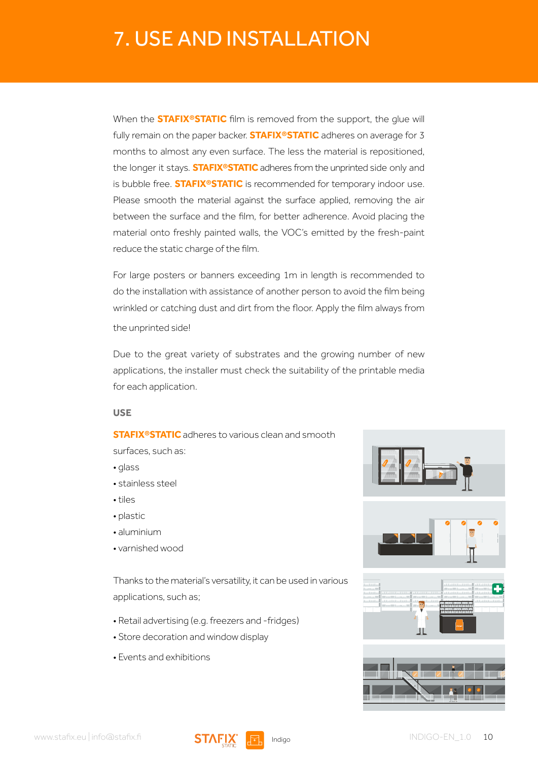# 7. USE AND INSTALLATION

When the **STAFIX®STATIC** film is removed from the support, the glue will fully remain on the paper backer. **STAFIX®STATIC** adheres on average for 3 months to almost any even surface. The less the material is repositioned, the longer it stays. **STAFIX®STATIC** adheres from the unprinted side only and is bubble free. **STAFIX®STATIC** is recommended for temporary indoor use. Please smooth the material against the surface applied, removing the air between the surface and the film, for better adherence. Avoid placing the material onto freshly painted walls, the VOC's emitted by the fresh-paint reduce the static charge of the film.

For large posters or banners exceeding 1m in length is recommended to do the installation with assistance of another person to avoid the film being wrinkled or catching dust and dirt from the floor. Apply the film always from the unprinted side!

Due to the great variety of substrates and the growing number of new applications, the installer must check the suitability of the printable media for each application.

### USE

**STAFIX®STATIC** adheres to various clean and smooth surfaces, such as:

- glass
- stainless steel
- tiles
- plastic
- aluminium
- varnished wood

Thanks to the material's versatility, it can be used in various applications, such as;

- Retail advertising (e.g. freezers and -fridges)
- Store decoration and window display
- Events and exhibitions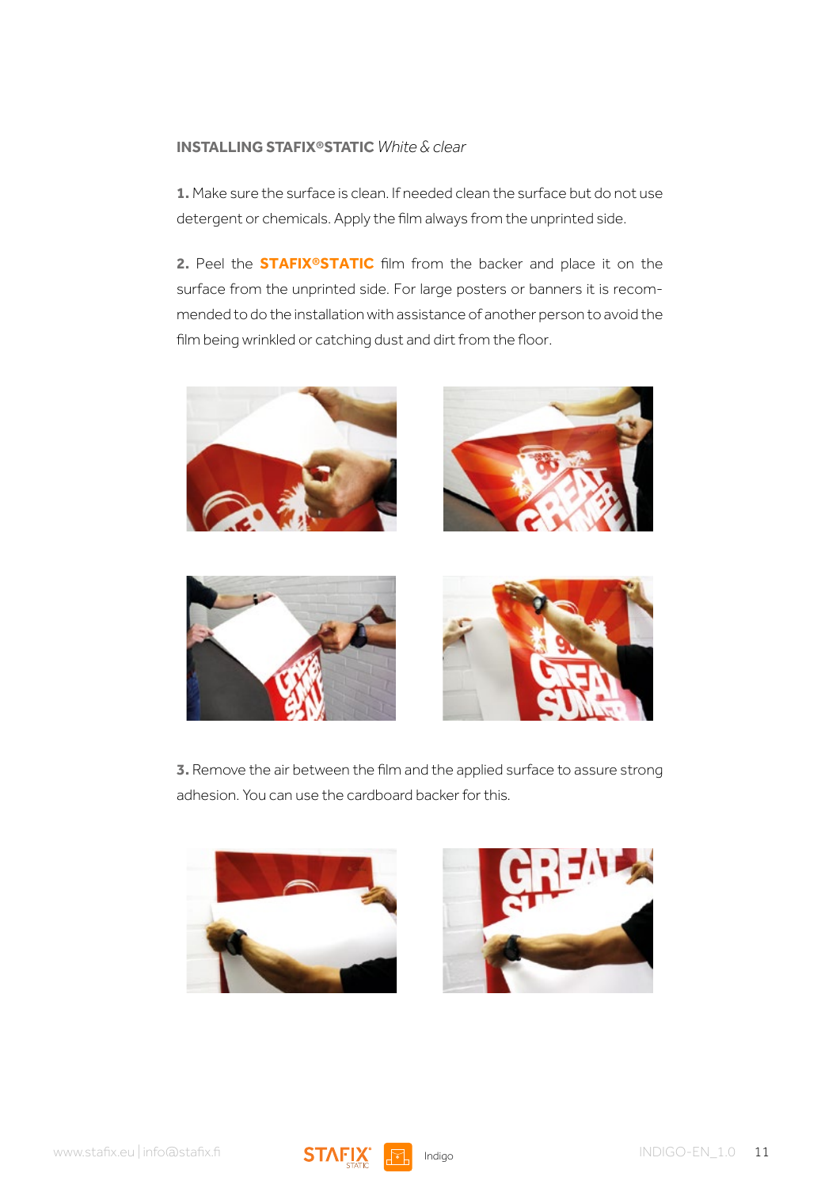**INSTALLING STAFIX®STATIC** *White & clear*

**1.** Make sure the surface is clean. If needed clean the surface but do not use detergent or chemicals. Apply the film always from the unprinted side.

**2.** Peel the **STAFIX®STATIC** film from the backer and place it on the surface from the unprinted side. For large posters or banners it is recommended to do the installation with assistance of another person to avoid the film being wrinkled or catching dust and dirt from the floor.

**3.** Remove the air between the film and the applied surface to assure strong adhesion. You can use the cardboard backer for this.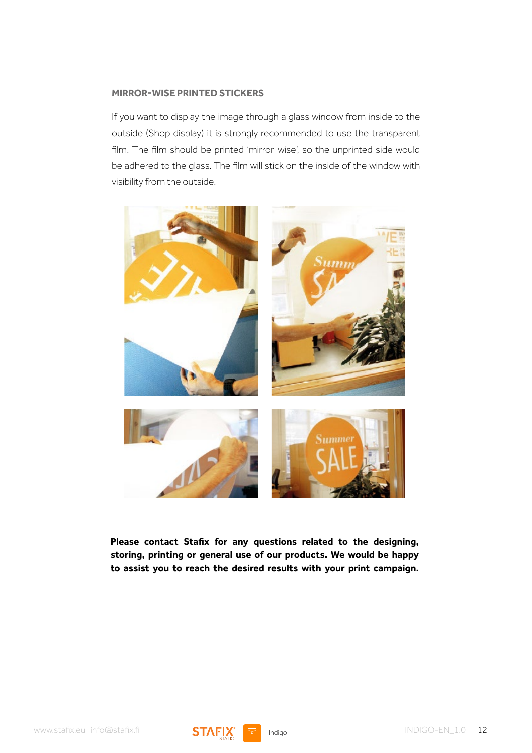### MIRROR-WISE PRINTED STICKERS

If you want to display the image through a glass window from inside to the outside (Shop display) it is strongly recommended to use the transparent film. The film should be printed 'mirror-wise', so the unprinted side would be adhered to the glass. The film will stick on the inside of the window with visibility from the outside.

**Please contact Stafix for any questions related to the designing, storing, printing or general use of our products. We would be happy to assist you to reach the desired results with your print campaign.**